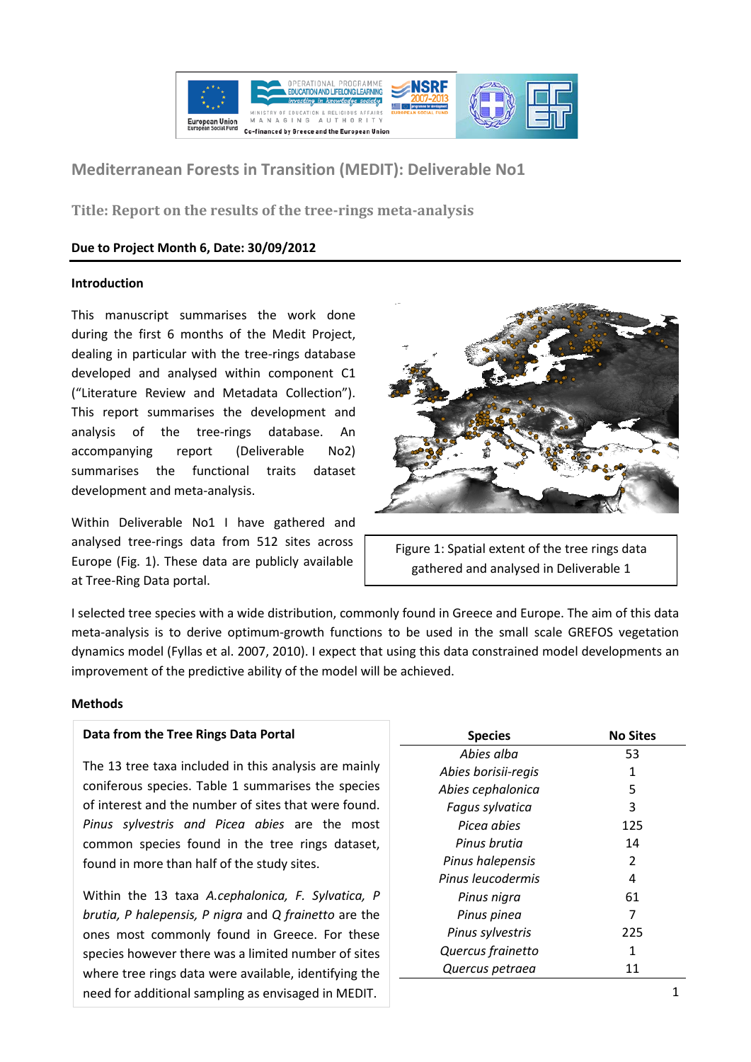# Mediterranean Forests in Transition (MEDIT): Deliverable No1

## Title: Report on the results of the tree-rings meta-analysis

**Due to Project Month 6, Date: 30/09/2012**

### Introduction

This manuscript summarises the work done during the first 6 months of the Medit Project, dealing in particular with the tree-rings database developed and analysed within component C1 ("Literature Review and Metadata Collection"). This report summarises the development and analysis of the tree-rings database. An accompanying report (Deliverable No2) summarises the functional traits dataset development and meta-analysis.

Within Deliverable No1 I have gathered and analysed tree-rings data from 512 sites across Europe (Fig. 1). These data are publicly available at Tree-Ring Data portal.

Figure 1: Spatial extent of the tree rings data gathered and analysed in Deliverable 1

I selected tree species with a wide distribution, commonly found in Greece and Europe. The aim of this data meta-analysis is to derive optimum-growth functions to be used in the small scale GREFOS vegetation dynamics model (Fyllas et al. 2007, 2010). I expect that using this data constrained model developments an improvement of the predictive ability of the model will be achieved.

### Methods

**Data from the Tree Rings Data Portal**

The 13 tree taxa included in this analysis are mainly coniferous species. Table 1 summarises the species of interest and the number of sites that were found. *Pinus sylvestris and Picea abies* are the most common species found in the tree rings dataset, found in more than half of the study sites.

Within the 13 taxa *A.cephalonica, F. Sylvatica, P brutia, P halepensis, P nigra* and *Q frainetto* are the ones most commonly found in Greece. For these species however there was a limited number of sites where tree rings data were available, identifying the need for additional sampling as envisaged in MEDIT.

| Species | No Sites |
|---|---|
| *Abies alba* | 53 |
| *Abies borisii-regis* | 1 |
| *Abies cephalonica* | 5 |
| *Fagus sylvatica* | 3 |
| *Picea abies* | 125 |
| *Pinus brutia* | 14 |
| *Pinus halepensis* | 2 |
| *Pinus leucodermis* | 4 |
| *Pinus nigra* | 61 |
| *Pinus pinea* | 7 |
| *Pinus sylvestris* | 225 |
| *Quercus frainetto* | 1 |
| *Quercus petraea* | 11 |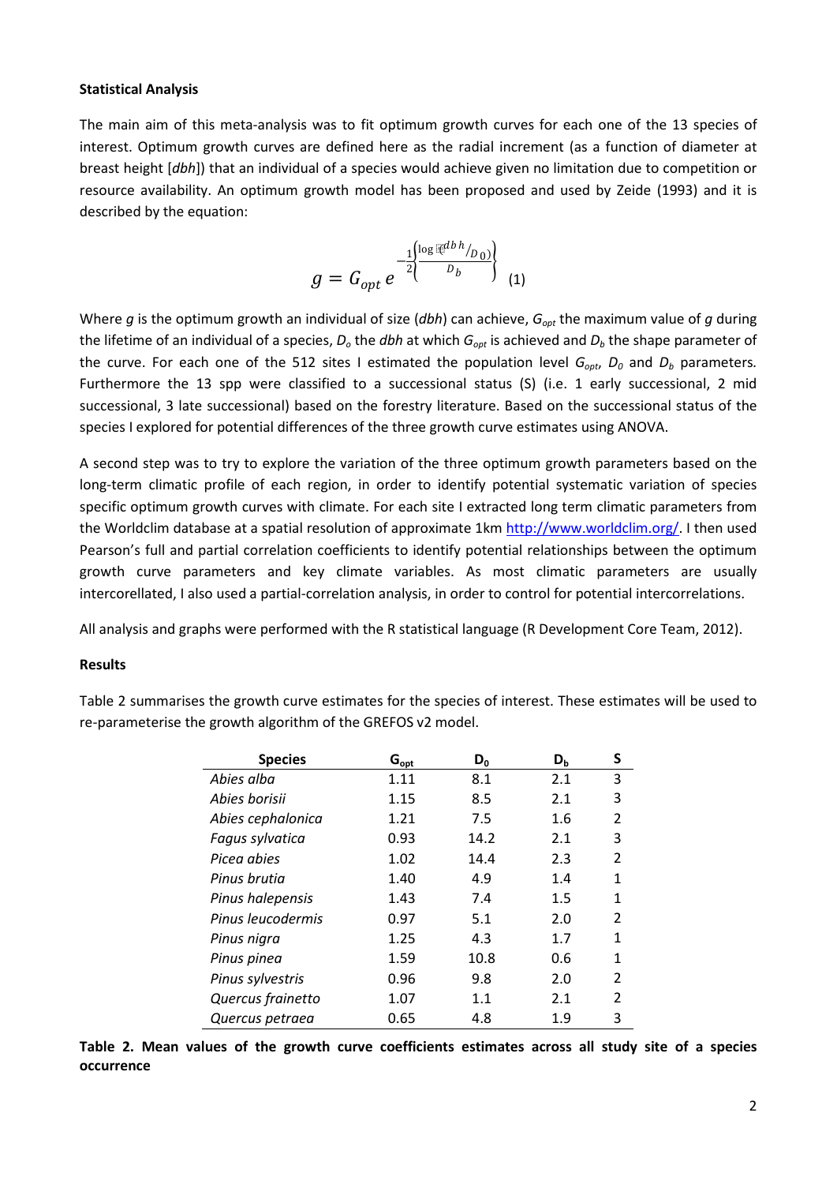**Statistical Analysis**

The main aim of this meta-analysis was to fit optimum growth curves for each one of the 13 species of interest. Optimum growth curves are defined here as the radial increment (as a function of diameter at breast height [*dbh*]) that an individual of a species would achieve given no limitation due to competition or resource availability. An optimum growth model has been proposed and used by Zeide (1993) and it is described by the equation:

$$g = G_{opt}\, e^{-\frac{1}{2}\left(\frac{\log(dbh/D_0)}{D_b}\right)} \quad (1)$$

Where *g* is the optimum growth an individual of size (*dbh*) can achieve, $G_{opt}$ the maximum value of *g* during the lifetime of an individual of a species, $D_o$ the *dbh* at which $G_{opt}$ is achieved and $D_b$ the shape parameter of the curve. For each one of the 512 sites I estimated the population level $G_{opt}$, $D_0$ and $D_b$ parameters. Furthermore the 13 spp were classified to a successional status (S) (i.e. 1 early successional, 2 mid successional, 3 late successional) based on the forestry literature. Based on the successional status of the species I explored for potential differences of the three growth curve estimates using ANOVA.

A second step was to try to explore the variation of the three optimum growth parameters based on the long-term climatic profile of each region, in order to identify potential systematic variation of species specific optimum growth curves with climate. For each site I extracted long term climatic parameters from the Worldclim database at a spatial resolution of approximate 1km http://www.worldclim.org/. I then used Pearson's full and partial correlation coefficients to identify potential relationships between the optimum growth curve parameters and key climate variables. As most climatic parameters are usually intercorellated, I also used a partial-correlation analysis, in order to control for potential intercorrelations.

All analysis and graphs were performed with the R statistical language (R Development Core Team, 2012).

**Results**

Table 2 summarises the growth curve estimates for the species of interest. These estimates will be used to re-parameterise the growth algorithm of the GREFOS v2 model.

| Species | $G_{opt}$ | $D_0$ | $D_b$ | S |
|---|---|---|---|---|
| *Abies alba* | 1.11 | 8.1 | 2.1 | 3 |
| *Abies borisii* | 1.15 | 8.5 | 2.1 | 3 |
| *Abies cephalonica* | 1.21 | 7.5 | 1.6 | 2 |
| *Fagus sylvatica* | 0.93 | 14.2 | 2.1 | 3 |
| *Picea abies* | 1.02 | 14.4 | 2.3 | 2 |
| *Pinus brutia* | 1.40 | 4.9 | 1.4 | 1 |
| *Pinus halepensis* | 1.43 | 7.4 | 1.5 | 1 |
| *Pinus leucodermis* | 0.97 | 5.1 | 2.0 | 2 |
| *Pinus nigra* | 1.25 | 4.3 | 1.7 | 1 |
| *Pinus pinea* | 1.59 | 10.8 | 0.6 | 1 |
| *Pinus sylvestris* | 0.96 | 9.8 | 2.0 | 2 |
| *Quercus frainetto* | 1.07 | 1.1 | 2.1 | 2 |
| *Quercus petraea* | 0.65 | 4.8 | 1.9 | 3 |

**Table 2. Mean values of the growth curve coefficients estimates across all study site of a species occurrence**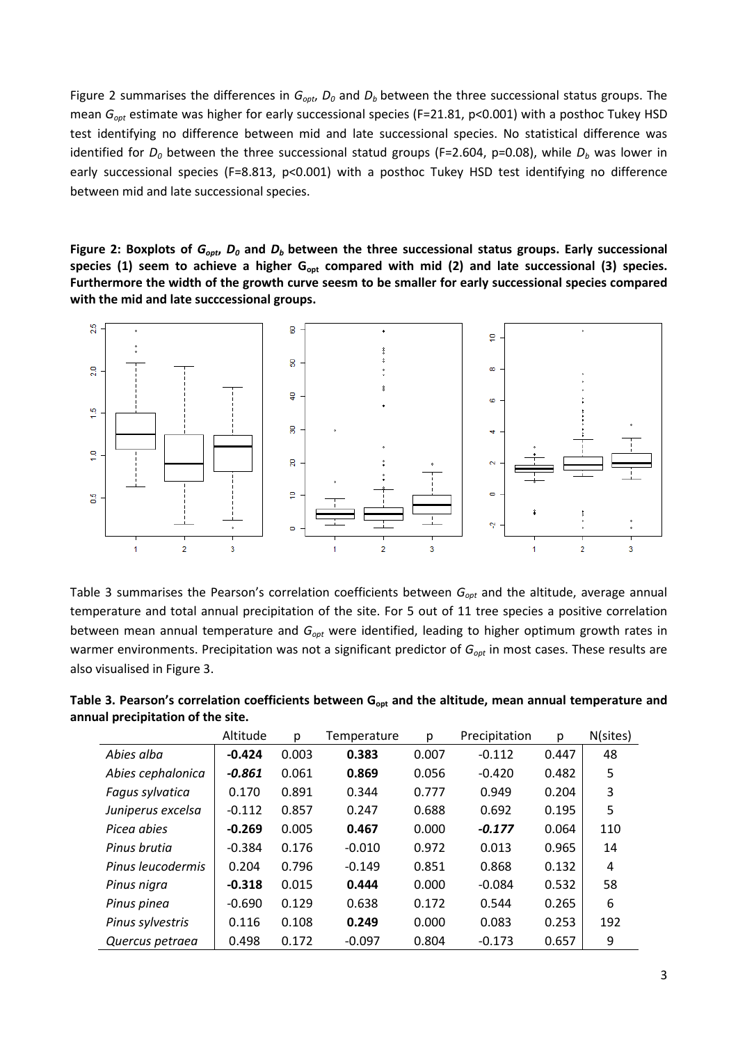Figure 2 summarises the differences in $G_{opt}$, $D_0$ and $D_b$ between the three successional status groups. The mean $G_{opt}$ estimate was higher for early successional species (F=21.81, p<0.001) with a posthoc Tukey HSD test identifying no difference between mid and late successional species. No statistical difference was identified for $D_0$ between the three successional statud groups (F=2.604, p=0.08), while $D_b$ was lower in early successional species (F=8.813, p<0.001) with a posthoc Tukey HSD test identifying no difference between mid and late successional species.

**Figure 2: Boxplots of $G_{opt}$, $D_0$ and $D_b$ between the three successional status groups. Early successional species (1) seem to achieve a higher $G_{opt}$ compared with mid (2) and late successional (3) species. Furthermore the width of the growth curve seesm to be smaller for early successional species compared with the mid and late succcessional groups.**

Table 3 summarises the Pearson's correlation coefficients between $G_{opt}$ and the altitude, average annual temperature and total annual precipitation of the site. For 5 out of 11 tree species a positive correlation between mean annual temperature and $G_{opt}$ were identified, leading to higher optimum growth rates in warmer environments. Precipitation was not a significant predictor of $G_{opt}$ in most cases. These results are also visualised in Figure 3.

**Table 3. Pearson's correlation coefficients between $G_{opt}$ and the altitude, mean annual temperature and annual precipitation of the site.**

| | Altitude | p | Temperature | p | Precipitation | p | N(sites) |
|---|---|---|---|---|---|---|---|
| *Abies alba* | **-0.424** | 0.003 | **0.383** | 0.007 | -0.112 | 0.447 | 48 |
| *Abies cephalonica* | ***-0.861*** | 0.061 | **0.869** | 0.056 | -0.420 | 0.482 | 5 |
| *Fagus sylvatica* | 0.170 | 0.891 | 0.344 | 0.777 | 0.949 | 0.204 | 3 |
| *Juniperus excelsa* | -0.112 | 0.857 | 0.247 | 0.688 | 0.692 | 0.195 | 5 |
| *Picea abies* | **-0.269** | 0.005 | **0.467** | 0.000 | ***-0.177*** | 0.064 | 110 |
| *Pinus brutia* | -0.384 | 0.176 | -0.010 | 0.972 | 0.013 | 0.965 | 14 |
| *Pinus leucodermis* | 0.204 | 0.796 | -0.149 | 0.851 | 0.868 | 0.132 | 4 |
| *Pinus nigra* | **-0.318** | 0.015 | **0.444** | 0.000 | -0.084 | 0.532 | 58 |
| *Pinus pinea* | -0.690 | 0.129 | 0.638 | 0.172 | 0.544 | 0.265 | 6 |
| *Pinus sylvestris* | 0.116 | 0.108 | **0.249** | 0.000 | 0.083 | 0.253 | 192 |
| *Quercus petraea* | 0.498 | 0.172 | -0.097 | 0.804 | -0.173 | 0.657 | 9 |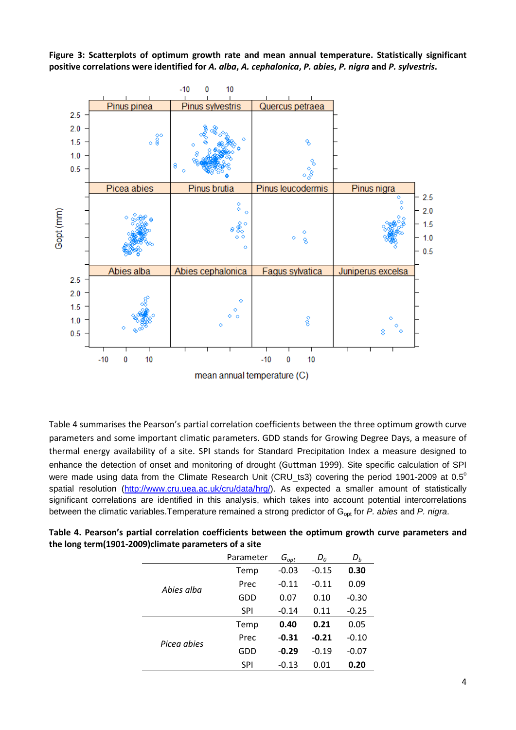**Figure 3: Scatterplots of optimum growth rate and mean annual temperature. Statistically significant positive correlations were identified for *A. alba*, *A. cephalonica*, *P. abies*, *P. nigra* and *P. sylvestris*.**

Table 4 summarises the Pearson's partial correlation coefficients between the three optimum growth curve parameters and some important climatic parameters. GDD stands for Growing Degree Days, a measure of thermal energy availability of a site. SPI stands for Standard Precipitation Index a measure designed to enhance the detection of onset and monitoring of drought (Guttman 1999). Site specific calculation of SPI were made using data from the Climate Research Unit (CRU_ts3) covering the period 1901-2009 at 0.5° spatial resolution (http://www.cru.uea.ac.uk/cru/data/hrg/). As expected a smaller amount of statistically significant correlations are identified in this analysis, which takes into account potential intercorrelations between the climatic variables.Temperature remained a strong predictor of $G_{opt}$ for *P. abies* and *P. nigra*.

**Table 4. Pearson's partial correlation coefficients between the optimum growth curve parameters and the long term(1901-2009)climate parameters of a site**

| | Parameter | $G_{opt}$ | $D_0$ | $D_b$ |
|---|---|---|---|---|
| *Abies alba* | Temp | -0.03 | -0.15 | **0.30** |
| | Prec | -0.11 | -0.11 | 0.09 |
| | GDD | 0.07 | 0.10 | -0.30 |
| | SPI | -0.14 | 0.11 | -0.25 |
| *Picea abies* | Temp | **0.40** | **0.21** | 0.05 |
| | Prec | **-0.31** | **-0.21** | -0.10 |
| | GDD | **-0.29** | -0.19 | -0.07 |
| | SPI | -0.13 | 0.01 | **0.20** |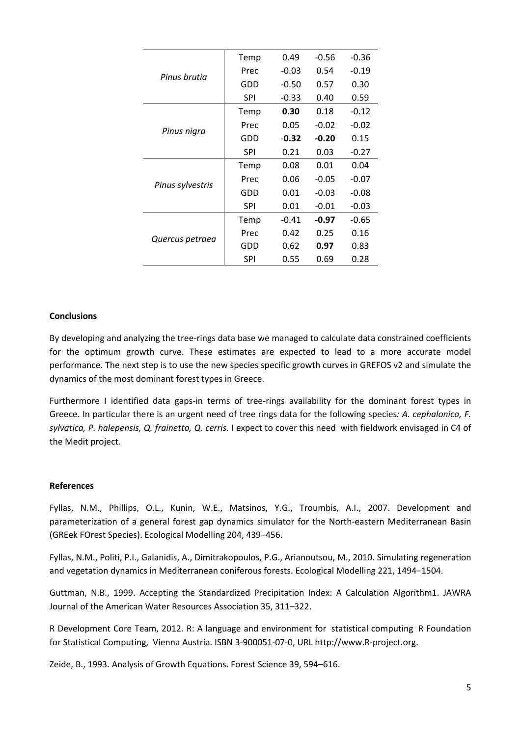| | | | | |
|---|---|---|---|---|
| *Pinus brutia* | Temp | 0.49 | -0.56 | -0.36 |
| | Prec | -0.03 | 0.54 | -0.19 |
| | GDD | -0.50 | 0.57 | 0.30 |
| | SPI | -0.33 | 0.40 | 0.59 |
| *Pinus nigra* | Temp | **0.30** | 0.18 | -0.12 |
| | Prec | 0.05 | -0.02 | -0.02 |
| | GDD | **-0.32** | **-0.20** | 0.15 |
| | SPI | 0.21 | 0.03 | -0.27 |
| *Pinus sylvestris* | Temp | 0.08 | 0.01 | 0.04 |
| | Prec | 0.06 | -0.05 | -0.07 |
| | GDD | 0.01 | -0.03 | -0.08 |
| | SPI | 0.01 | -0.01 | -0.03 |
| *Quercus petraea* | Temp | -0.41 | **-0.97** | -0.65 |
| | Prec | 0.42 | 0.25 | 0.16 |
| | GDD | 0.62 | **0.97** | 0.83 |
| | SPI | 0.55 | 0.69 | 0.28 |

**Conclusions**

By developing and analyzing the tree-rings data base we managed to calculate data constrained coefficients for the optimum growth curve. These estimates are expected to lead to a more accurate model performance. The next step is to use the new species specific growth curves in GREFOS v2 and simulate the dynamics of the most dominant forest types in Greece.

Furthermore I identified data gaps-in terms of tree-rings availability for the dominant forest types in Greece. In particular there is an urgent need of tree rings data for the following species*: A. cephalonica, F. sylvatica, P. halepensis, Q. frainetto, Q. cerris.* I expect to cover this need with fieldwork envisaged in C4 of the Medit project.

**References**

Fyllas, N.M., Phillips, O.L., Kunin, W.E., Matsinos, Y.G., Troumbis, A.I., 2007. Development and parameterization of a general forest gap dynamics simulator for the North-eastern Mediterranean Basin (GREek FOrest Species). Ecological Modelling 204, 439–456.

Fyllas, N.M., Politi, P.I., Galanidis, A., Dimitrakopoulos, P.G., Arianoutsou, M., 2010. Simulating regeneration and vegetation dynamics in Mediterranean coniferous forests. Ecological Modelling 221, 1494–1504.

Guttman, N.B., 1999. Accepting the Standardized Precipitation Index: A Calculation Algorithm1. JAWRA Journal of the American Water Resources Association 35, 311–322.

R Development Core Team, 2012. R: A language and environment for statistical computing R Foundation for Statistical Computing, Vienna Austria. ISBN 3-900051-07-0, URL http://www.R-project.org.

Zeide, B., 1993. Analysis of Growth Equations. Forest Science 39, 594–616.